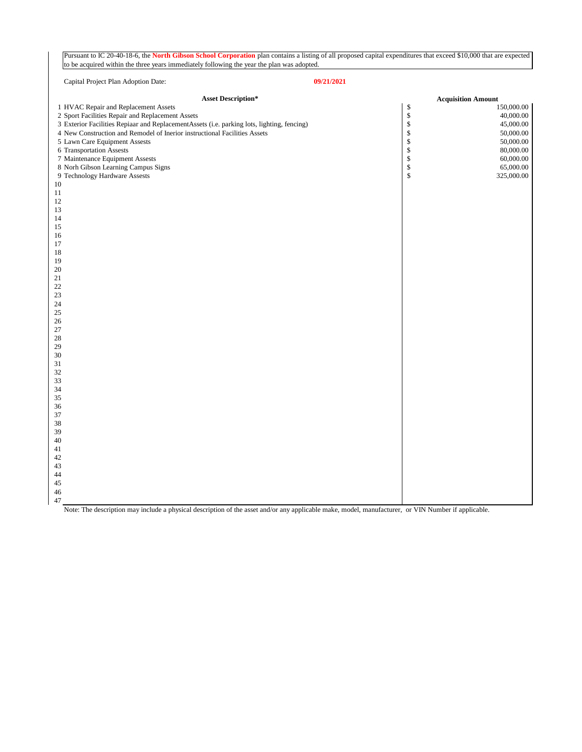Pursuant to IC 20-40-18-6, the **North Gibson School Corporation** plan contains a listing of all proposed capital expenditures that exceed $10,000 that are expected to be acquired within the three years immediately following the year the plan was adopted.

Capital Project Plan Adoption Date: **09/21/2021**

| | Asset Description* | Acquisition Amount |
|---|---|---|
| 1 | HVAC Repair and Replacement Assets | $ 150,000.00 |
| 2 | Sport Facilities Repair and Replacement Assets | $ 40,000.00 |
| 3 | Exterior Facilities Repiaar and ReplacementAssets (i.e. parking lots, lighting, fencing) | $ 45,000.00 |
| 4 | New Construction and Remodel of Inerior instructional Facilities Assets | $ 50,000.00 |
| 5 | Lawn Care Equipment Assests | $ 50,000.00 |
| 6 | Transportation Assests | $ 80,000.00 |
| 7 | Maintenance Equipment Assests | $ 60,000.00 |
| 8 | Norh Gibson Learning Campus Signs | $ 65,000.00 |
| 9 | Technology Hardware Assests | $ 325,000.00 |
| 10 | | |
| 11 | | |
| 12 | | |
| 13 | | |
| 14 | | |
| 15 | | |
| 16 | | |
| 17 | | |
| 18 | | |
| 19 | | |
| 20 | | |
| 21 | | |
| 22 | | |
| 23 | | |
| 24 | | |
| 25 | | |
| 26 | | |
| 27 | | |
| 28 | | |
| 29 | | |
| 30 | | |
| 31 | | |
| 32 | | |
| 33 | | |
| 34 | | |
| 35 | | |
| 36 | | |
| 37 | | |
| 38 | | |
| 39 | | |
| 40 | | |
| 41 | | |
| 42 | | |
| 43 | | |
| 44 | | |
| 45 | | |
| 46 | | |
| 47 | | |

Note: The description may include a physical description of the asset and/or any applicable make, model, manufacturer, or VIN Number if applicable.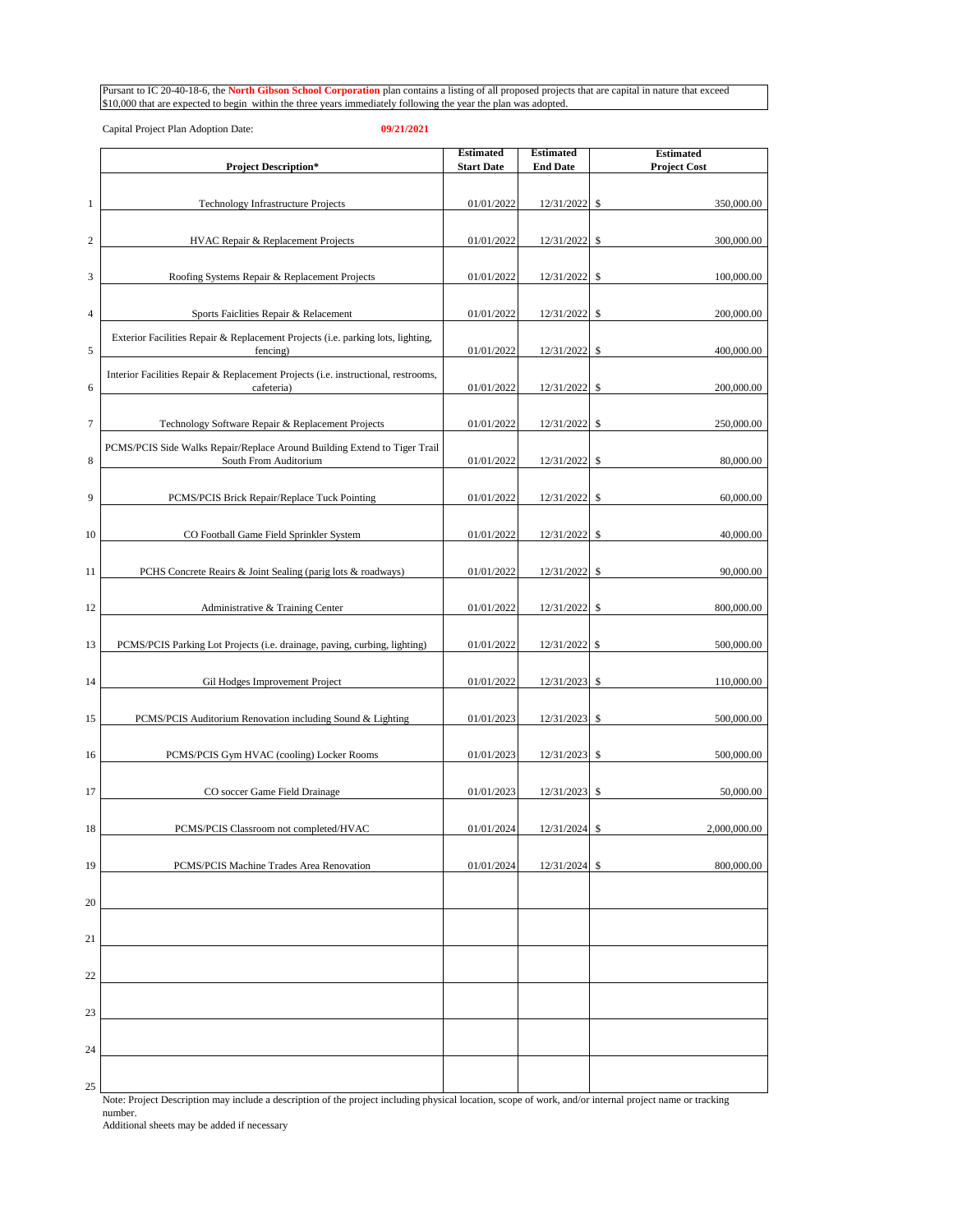Pursuant to IC 20-40-18-6, the **North Gibson School Corporation** plan contains a listing of all proposed projects that are capital in nature that exceed $10,000 that are expected to begin within the three years immediately following the year the plan was adopted.

Capital Project Plan Adoption Date: **09/21/2021**

| | Project Description* | Estimated Start Date | Estimated End Date | Estimated Project Cost |
|---|---|---|---|---|
| 1 | Technology Infrastructure Projects | 01/01/2022 | 12/31/2022 | $ 350,000.00 |
| 2 | HVAC Repair & Replacement Projects | 01/01/2022 | 12/31/2022 | $ 300,000.00 |
| 3 | Roofing Systems Repair & Replacement Projects | 01/01/2022 | 12/31/2022 | $ 100,000.00 |
| 4 | Sports Faicliities Repair & Relacement | 01/01/2022 | 12/31/2022 | $ 200,000.00 |
| 5 | Exterior Facilities Repair & Replacement Projects (i.e. parking lots, lighting, fencing) | 01/01/2022 | 12/31/2022 | $ 400,000.00 |
| 6 | Interior Facilities Repair & Replacement Projects (i.e. instructional, restrooms, cafeteria) | 01/01/2022 | 12/31/2022 | $ 200,000.00 |
| 7 | Technology Software Repair & Replacement Projects | 01/01/2022 | 12/31/2022 | $ 250,000.00 |
| 8 | PCMS/PCIS Side Walks Repair/Replace Around Building Extend to Tiger Trail South From Auditorium | 01/01/2022 | 12/31/2022 | $ 80,000.00 |
| 9 | PCMS/PCIS Brick Repair/Replace Tuck Pointing | 01/01/2022 | 12/31/2022 | $ 60,000.00 |
| 10 | CO Football Game Field Sprinkler System | 01/01/2022 | 12/31/2022 | $ 40,000.00 |
| 11 | PCHS Concrete Reairs & Joint Sealing (parig lots & roadways) | 01/01/2022 | 12/31/2022 | $ 90,000.00 |
| 12 | Administrative & Training Center | 01/01/2022 | 12/31/2022 | $ 800,000.00 |
| 13 | PCMS/PCIS Parking Lot Projects (i.e. drainage, paving, curbing, lighting) | 01/01/2022 | 12/31/2022 | $ 500,000.00 |
| 14 | Gil Hodges Improvement Project | 01/01/2022 | 12/31/2023 | $ 110,000.00 |
| 15 | PCMS/PCIS Auditorium Renovation including Sound & Lighting | 01/01/2023 | 12/31/2023 | $ 500,000.00 |
| 16 | PCMS/PCIS Gym HVAC (cooling) Locker Rooms | 01/01/2023 | 12/31/2023 | $ 500,000.00 |
| 17 | CO soccer Game Field Drainage | 01/01/2023 | 12/31/2023 | $ 50,000.00 |
| 18 | PCMS/PCIS Classroom not completed/HVAC | 01/01/2024 | 12/31/2024 | $ 2,000,000.00 |
| 19 | PCMS/PCIS Machine Trades Area Renovation | 01/01/2024 | 12/31/2024 | $ 800,000.00 |
| 20 | | | | |
| 21 | | | | |
| 22 | | | | |
| 23 | | | | |
| 24 | | | | |
| 25 | | | | |

Note: Project Description may include a description of the project including physical location, scope of work, and/or internal project name or tracking number.

Additional sheets may be added if necessary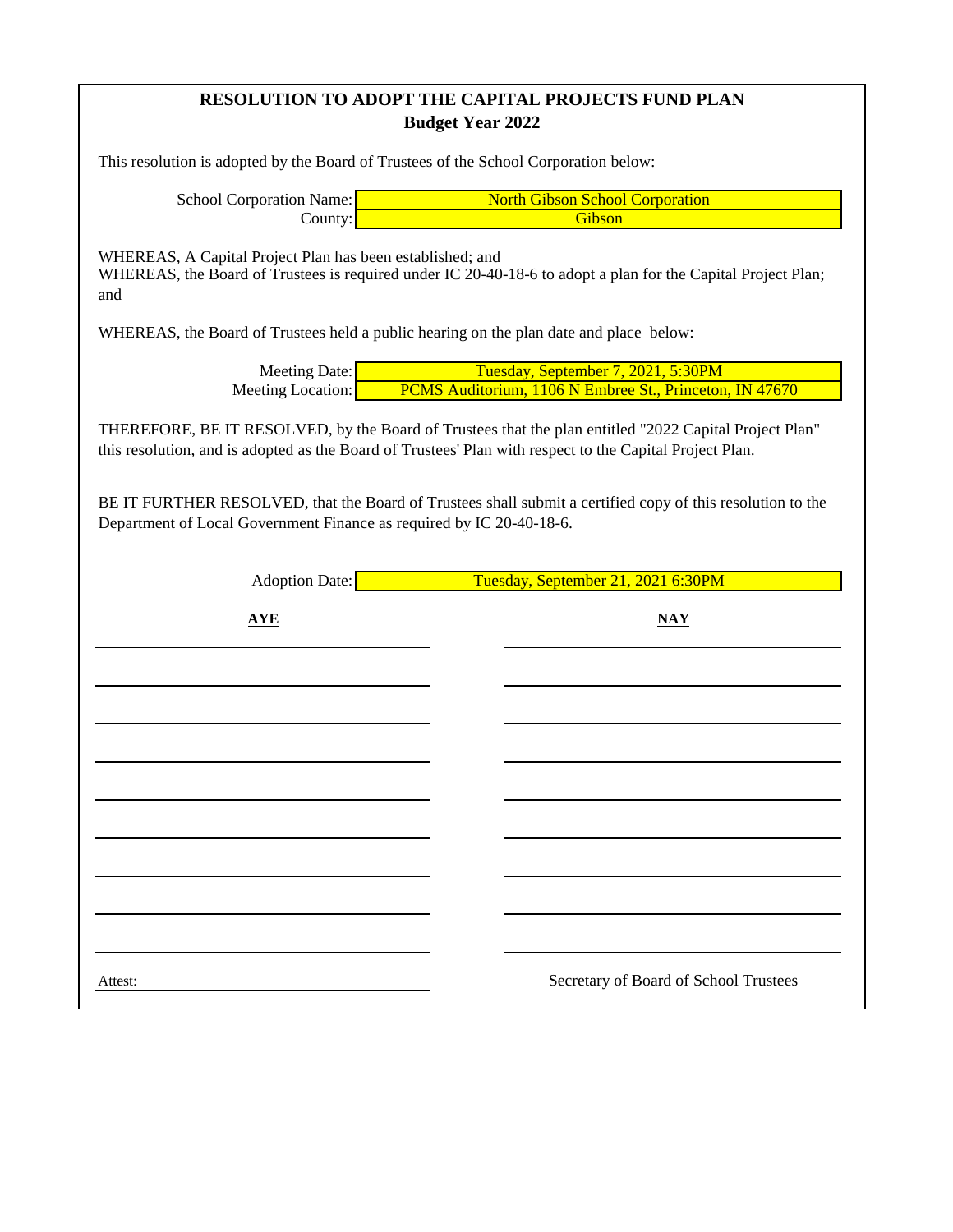# RESOLUTION TO ADOPT THE CAPITAL PROJECTS FUND PLAN
## Budget Year 2022

This resolution is adopted by the Board of Trustees of the School Corporation below:

School Corporation Name: North Gibson School Corporation
County: Gibson

WHEREAS, A Capital Project Plan has been established; and
WHEREAS, the Board of Trustees is required under IC 20-40-18-6 to adopt a plan for the Capital Project Plan; and

WHEREAS, the Board of Trustees held a public hearing on the plan date and place below:

Meeting Date: Tuesday, September 7, 2021, 5:30PM
Meeting Location: PCMS Auditorium, 1106 N Embree St., Princeton, IN 47670

THEREFORE, BE IT RESOLVED, by the Board of Trustees that the plan entitled "2022 Capital Project Plan" this resolution, and is adopted as the Board of Trustees' Plan with respect to the Capital Project Plan.

BE IT FURTHER RESOLVED, that the Board of Trustees shall submit a certified copy of this resolution to the Department of Local Government Finance as required by IC 20-40-18-6.

Adoption Date: Tuesday, September 21, 2021 6:30PM

| **AYE** | **NAY** |
|---|---|
| | |
| | |
| | |
| | |
| | |
| | |
| | |
| | |
| | |

Attest: ______________________ Secretary of Board of School Trustees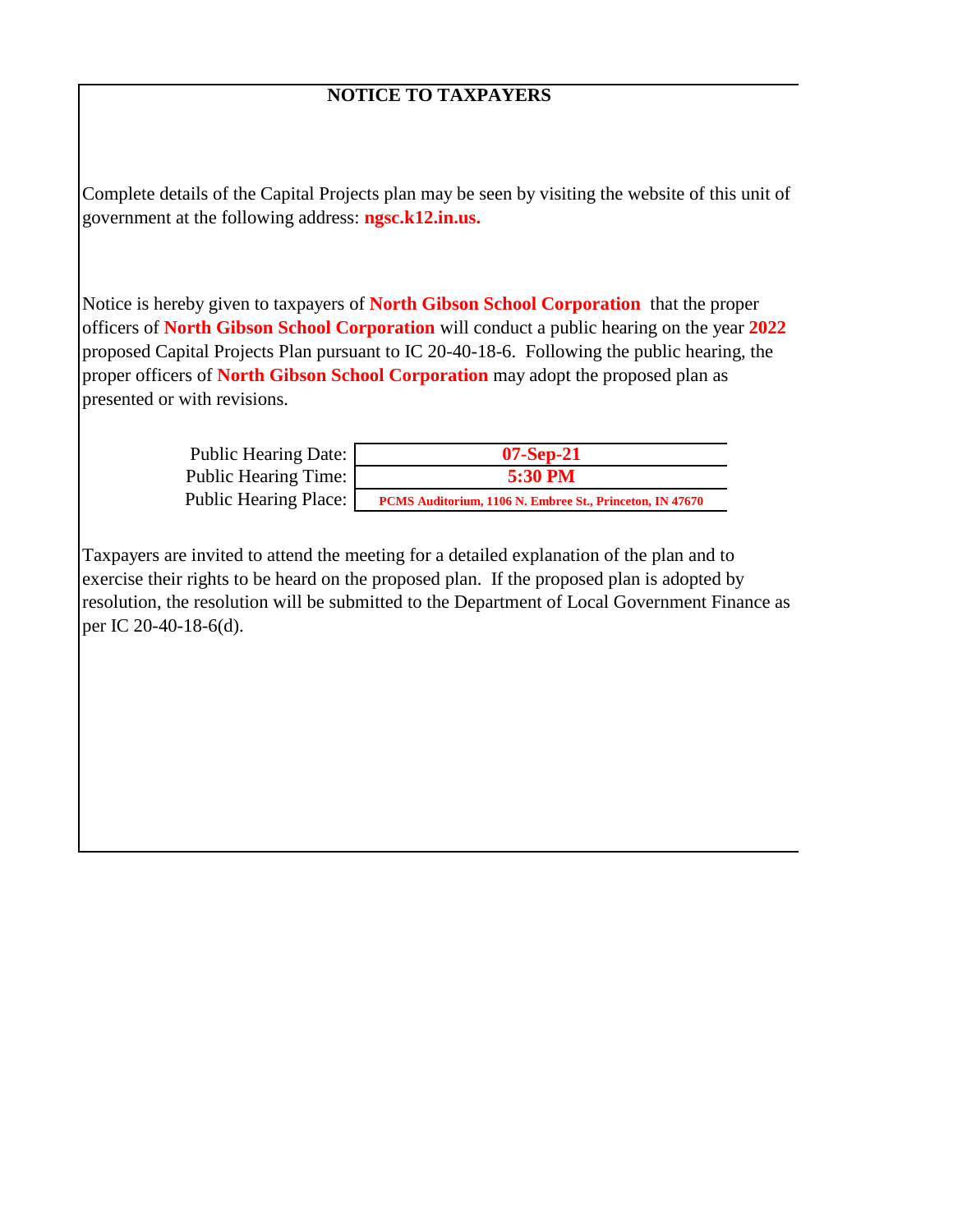# NOTICE TO TAXPAYERS

Complete details of the Capital Projects plan may be seen by visiting the website of this unit of government at the following address: **ngsc.k12.in.us.**

Notice is hereby given to taxpayers of **North Gibson School Corporation** that the proper officers of **North Gibson School Corporation** will conduct a public hearing on the year **2022** proposed Capital Projects Plan pursuant to IC 20-40-18-6. Following the public hearing, the proper officers of **North Gibson School Corporation** may adopt the proposed plan as presented or with revisions.

| | |
|---|---|
| Public Hearing Date: | **07-Sep-21** |
| Public Hearing Time: | **5:30 PM** |
| Public Hearing Place: | **PCMS Auditorium, 1106 N. Embree St., Princeton, IN 47670** |

Taxpayers are invited to attend the meeting for a detailed explanation of the plan and to exercise their rights to be heard on the proposed plan. If the proposed plan is adopted by resolution, the resolution will be submitted to the Department of Local Government Finance as per IC 20-40-18-6(d).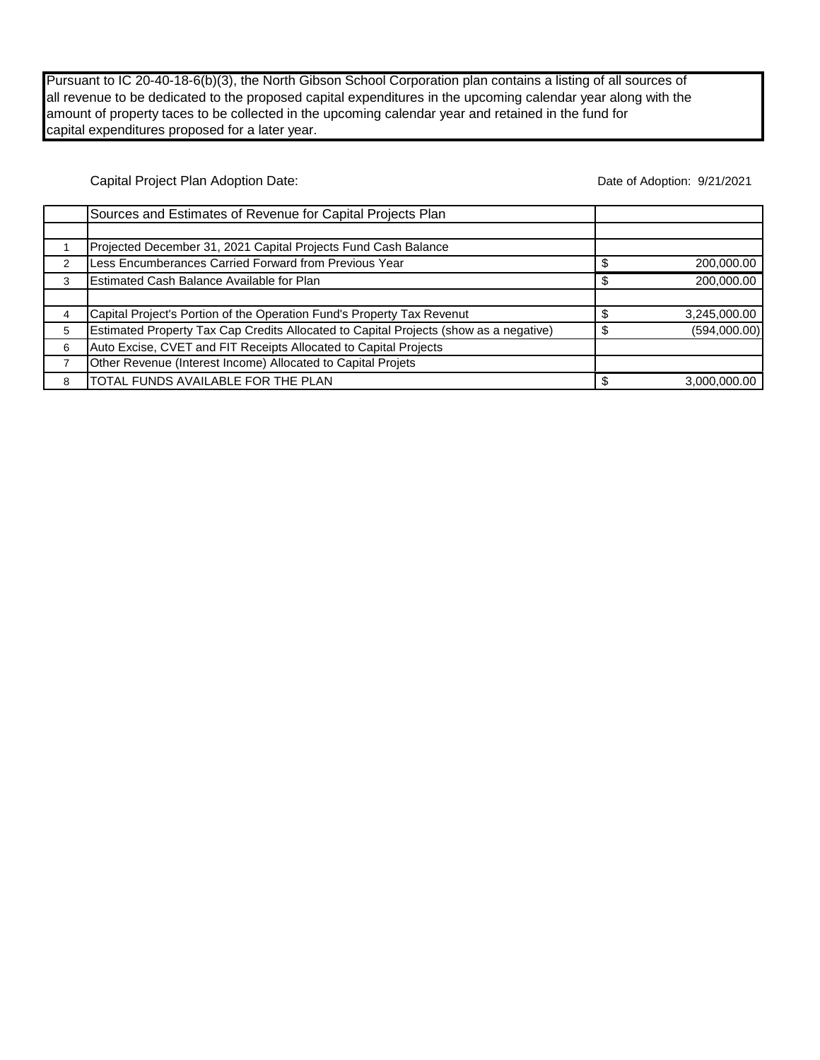Pursuant to IC 20-40-18-6(b)(3), the North Gibson School Corporation plan contains a listing of all sources of all revenue to be dedicated to the proposed capital expenditures in the upcoming calendar year along with the amount of property taces to be collected in the upcoming calendar year and retained in the fund for capital expenditures proposed for a later year.

Capital Project Plan Adoption Date: Date of Adoption: 9/21/2021

| | Sources and Estimates of Revenue for Capital Projects Plan | |
|---|---|---|
| | | |
| 1 | Projected December 31, 2021 Capital Projects Fund Cash Balance | |
| 2 | Less Encumberances Carried Forward from Previous Year | $ 200,000.00 |
| 3 | Estimated Cash Balance Available for Plan | $ 200,000.00 |
| | | |
| 4 | Capital Project's Portion of the Operation Fund's Property Tax Revenut | $ 3,245,000.00 |
| 5 | Estimated Property Tax Cap Credits Allocated to Capital Projects (show as a negative) | $ (594,000.00) |
| 6 | Auto Excise, CVET and FIT Receipts Allocated to Capital Projects | |
| 7 | Other Revenue (Interest Income) Allocated to Capital Projets | |
| 8 | TOTAL FUNDS AVAILABLE FOR THE PLAN | $ 3,000,000.00 |